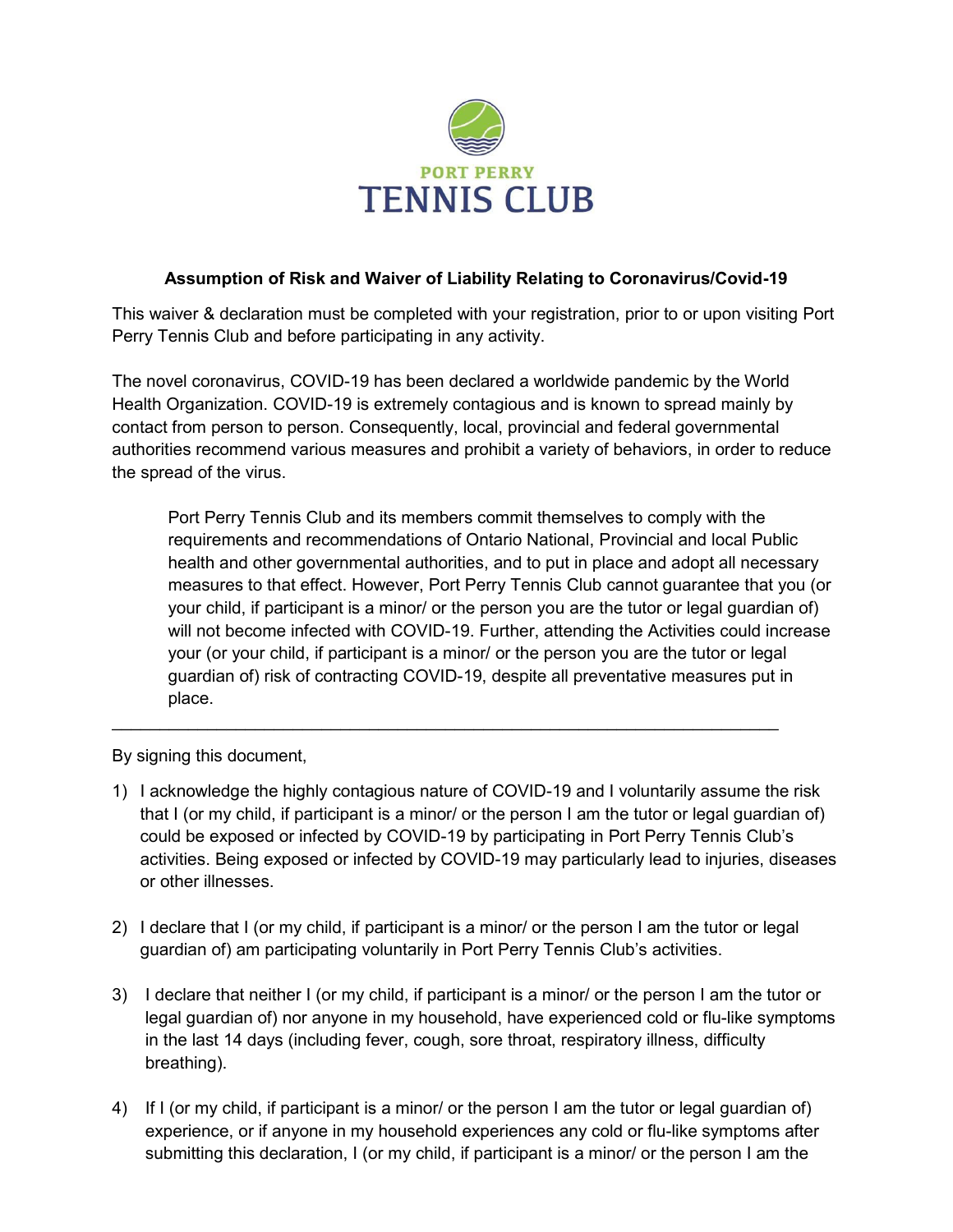PORT PERRY

# TENNIS CLUB

**Assumption of Risk and Waiver of Liability Relating to Coronavirus/Covid-19**

This waiver & declaration must be completed with your registration, prior to or upon visiting Port Perry Tennis Club and before participating in any activity.

The novel coronavirus, COVID-19 has been declared a worldwide pandemic by the World Health Organization. COVID-19 is extremely contagious and is known to spread mainly by contact from person to person. Consequently, local, provincial and federal governmental authorities recommend various measures and prohibit a variety of behaviors, in order to reduce the spread of the virus.

> Port Perry Tennis Club and its members commit themselves to comply with the requirements and recommendations of Ontario National, Provincial and local Public health and other governmental authorities, and to put in place and adopt all necessary measures to that effect. However, Port Perry Tennis Club cannot guarantee that you (or your child, if participant is a minor/ or the person you are the tutor or legal guardian of) will not become infected with COVID-19. Further, attending the Activities could increase your (or your child, if participant is a minor/ or the person you are the tutor or legal guardian of) risk of contracting COVID-19, despite all preventative measures put in place.

---

By signing this document,

1) I acknowledge the highly contagious nature of COVID-19 and I voluntarily assume the risk that I (or my child, if participant is a minor/ or the person I am the tutor or legal guardian of) could be exposed or infected by COVID-19 by participating in Port Perry Tennis Club's activities. Being exposed or infected by COVID-19 may particularly lead to injuries, diseases or other illnesses.

2) I declare that I (or my child, if participant is a minor/ or the person I am the tutor or legal guardian of) am participating voluntarily in Port Perry Tennis Club's activities.

3) I declare that neither I (or my child, if participant is a minor/ or the person I am the tutor or legal guardian of) nor anyone in my household, have experienced cold or flu-like symptoms in the last 14 days (including fever, cough, sore throat, respiratory illness, difficulty breathing).

4) If I (or my child, if participant is a minor/ or the person I am the tutor or legal guardian of) experience, or if anyone in my household experiences any cold or flu-like symptoms after submitting this declaration, I (or my child, if participant is a minor/ or the person I am the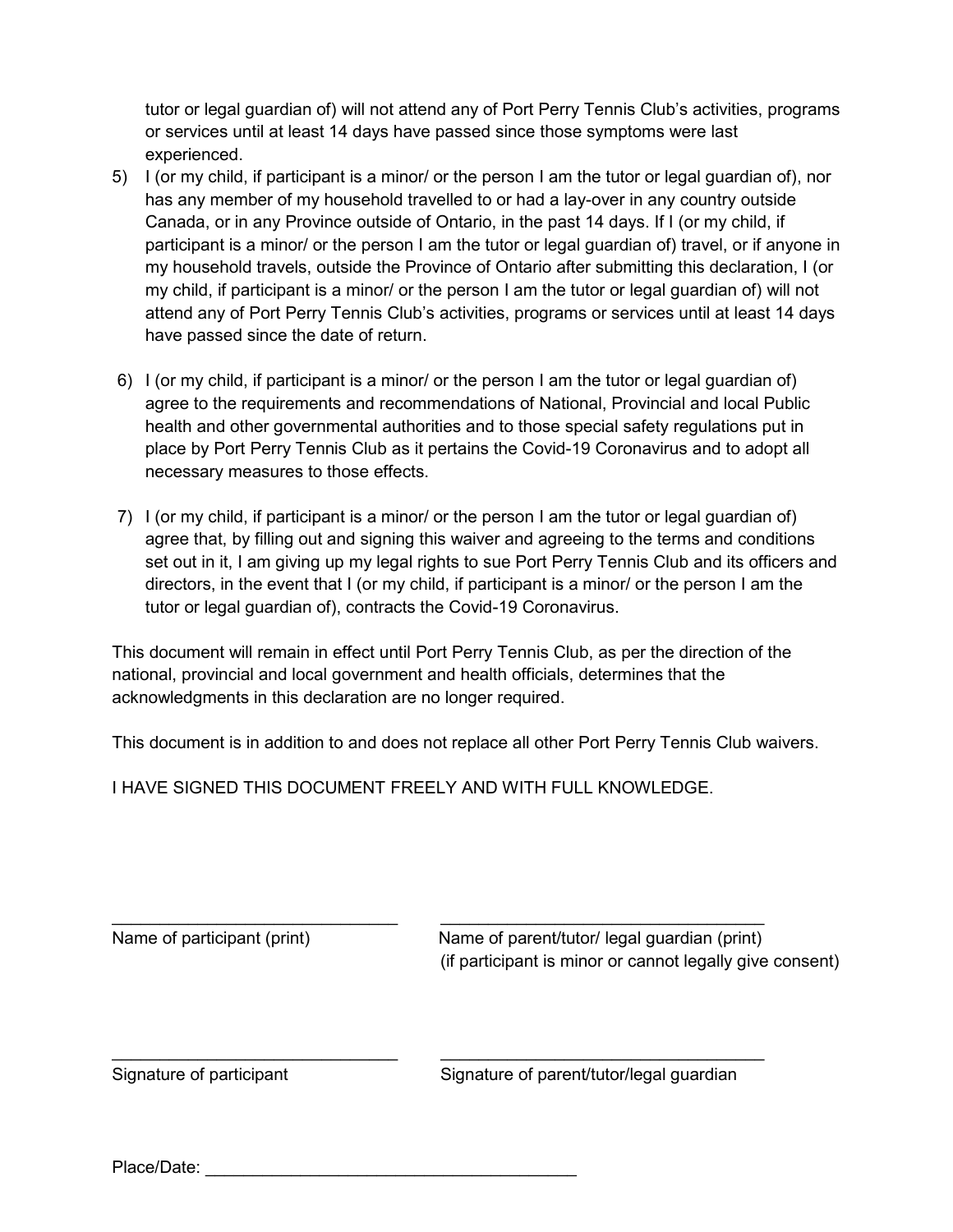tutor or legal guardian of) will not attend any of Port Perry Tennis Club's activities, programs or services until at least 14 days have passed since those symptoms were last experienced.

5) I (or my child, if participant is a minor/ or the person I am the tutor or legal guardian of), nor has any member of my household travelled to or had a lay-over in any country outside Canada, or in any Province outside of Ontario, in the past 14 days. If I (or my child, if participant is a minor/ or the person I am the tutor or legal guardian of) travel, or if anyone in my household travels, outside the Province of Ontario after submitting this declaration, I (or my child, if participant is a minor/ or the person I am the tutor or legal guardian of) will not attend any of Port Perry Tennis Club's activities, programs or services until at least 14 days have passed since the date of return.

6) I (or my child, if participant is a minor/ or the person I am the tutor or legal guardian of) agree to the requirements and recommendations of National, Provincial and local Public health and other governmental authorities and to those special safety regulations put in place by Port Perry Tennis Club as it pertains the Covid-19 Coronavirus and to adopt all necessary measures to those effects.

7) I (or my child, if participant is a minor/ or the person I am the tutor or legal guardian of) agree that, by filling out and signing this waiver and agreeing to the terms and conditions set out in it, I am giving up my legal rights to sue Port Perry Tennis Club and its officers and directors, in the event that I (or my child, if participant is a minor/ or the person I am the tutor or legal guardian of), contracts the Covid-19 Coronavirus.

This document will remain in effect until Port Perry Tennis Club, as per the direction of the national, provincial and local government and health officials, determines that the acknowledgments in this declaration are no longer required.

This document is in addition to and does not replace all other Port Perry Tennis Club waivers.

I HAVE SIGNED THIS DOCUMENT FREELY AND WITH FULL KNOWLEDGE.

_______________________________ Name of participant (print)

___________________________________ Name of parent/tutor/ legal guardian (print) (if participant is minor or cannot legally give consent)

_______________________________ Signature of participant

___________________________________ Signature of parent/tutor/legal guardian

Place/Date: _______________________________________